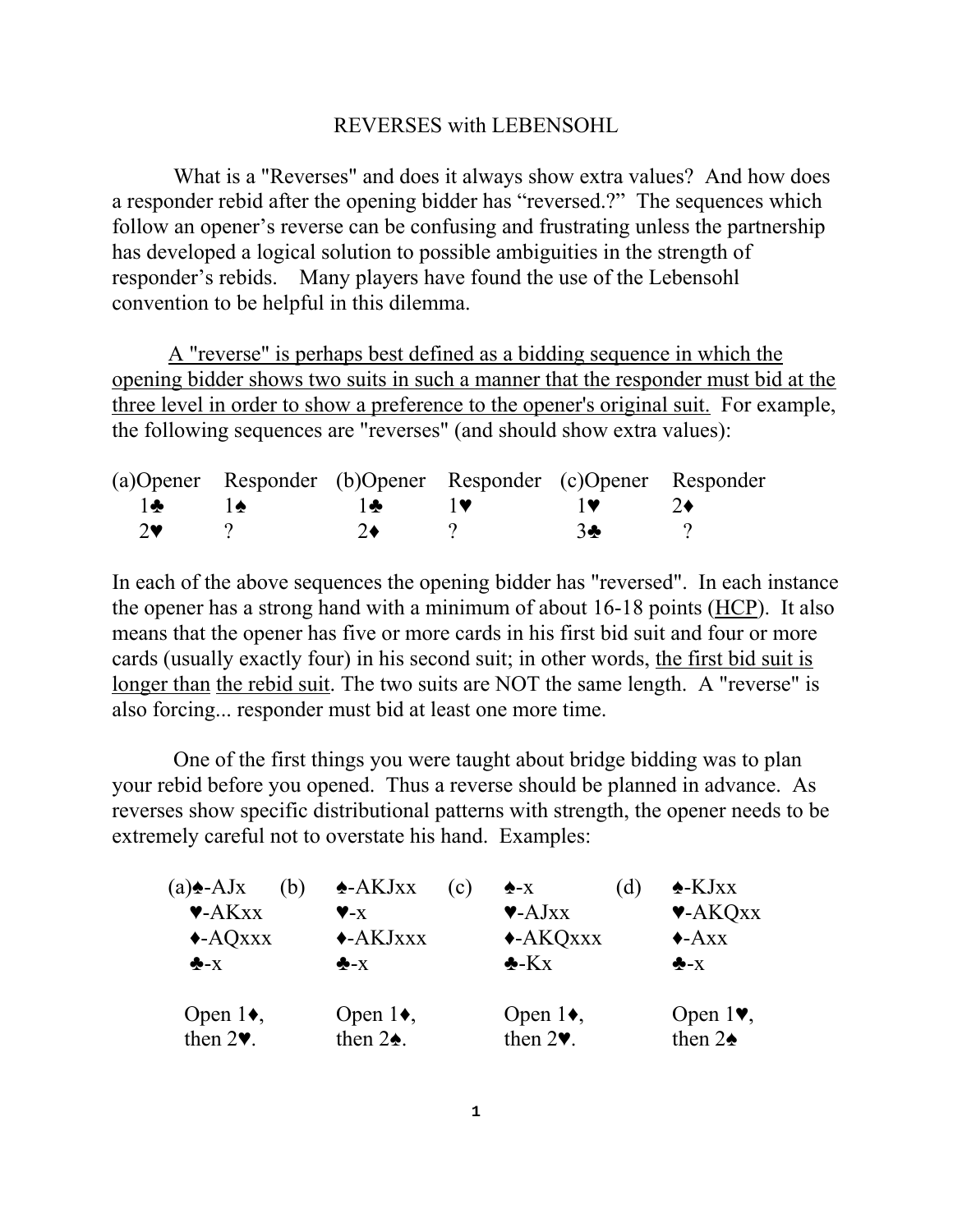# REVERSES with LEBENSOHL

What is a "Reverses" and does it always show extra values? And how does a responder rebid after the opening bidder has “reversed.?” The sequences which follow an opener’s reverse can be confusing and frustrating unless the partnership has developed a logical solution to possible ambiguities in the strength of responder’s rebids. Many players have found the use of the Lebensohl convention to be helpful in this dilemma.

<u>A "reverse" is perhaps best defined as a bidding sequence in which the opening bidder shows two suits in such a manner that the responder must bid at the three level in order to show a preference to the opener's original suit.</u> For example, the following sequences are "reverses" (and should show extra values):

| (a)Opener | Responder | (b)Opener | Responder | (c)Opener | Responder |
|---|---|---|---|---|---|
| 1♣ | 1♠ | 1♣ | 1♥ | 1♥ | 2♦ |
| 2♥ | ? | 2♦ | ? | 3♣ | ? |

In each of the above sequences the opening bidder has "reversed". In each instance the opener has a strong hand with a minimum of about 16-18 points (<u>HCP</u>). It also means that the opener has five or more cards in his first bid suit and four or more cards (usually exactly four) in his second suit; in other words, <u>the first bid suit is longer than</u> <u>the rebid suit</u>. The two suits are NOT the same length. A "reverse" is also forcing... responder must bid at least one more time.

One of the first things you were taught about bridge bidding was to plan your rebid before you opened. Thus a reverse should be planned in advance. As reverses show specific distributional patterns with strength, the opener needs to be extremely careful not to overstate his hand. Examples:

| (a) | (b) | (c) | (d) |
|---|---|---|---|
| ♠-AJx | ♠-AKJxx | ♠-x | ♠-KJxx |
| ♥-AKxx | ♥-x | ♥-AJxx | ♥-AKQxx |
| ♦-AQxxx | ♦-AKJxxx | ♦-AKQxxx | ♦-Axx |
| ♣-x | ♣-x | ♣-Kx | ♣-x |
| Open 1♦, then 2♥. | Open 1♦, then 2♠. | Open 1♦, then 2♥. | Open 1♥, then 2♠ |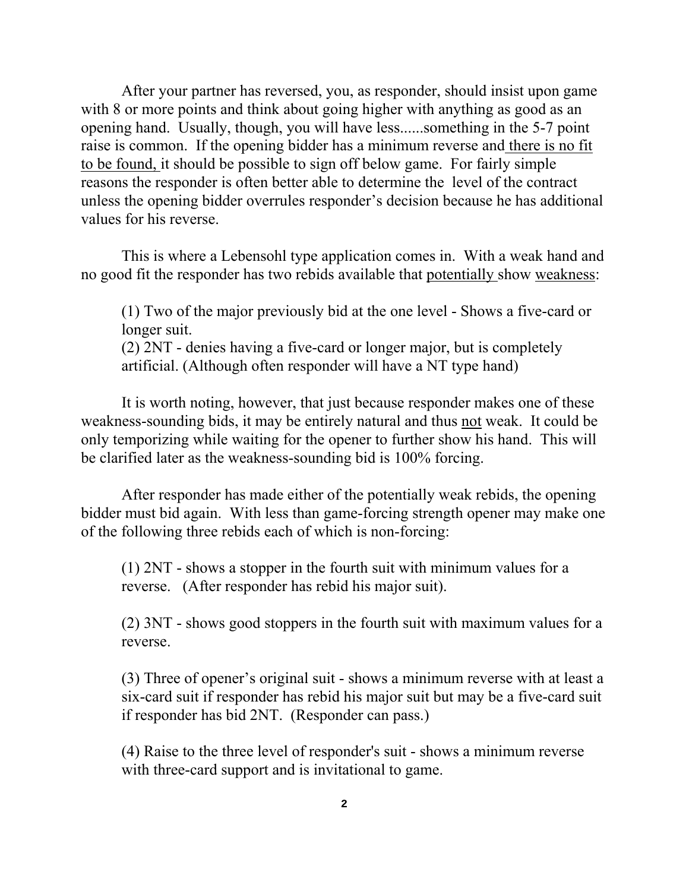After your partner has reversed, you, as responder, should insist upon game with 8 or more points and think about going higher with anything as good as an opening hand. Usually, though, you will have less......something in the 5-7 point raise is common. If the opening bidder has a minimum reverse and there is no fit to be found, it should be possible to sign off below game. For fairly simple reasons the responder is often better able to determine the level of the contract unless the opening bidder overrules responder's decision because he has additional values for his reverse.

This is where a Lebensohl type application comes in. With a weak hand and no good fit the responder has two rebids available that potentially show weakness:

(1) Two of the major previously bid at the one level - Shows a five-card or longer suit.
(2) 2NT - denies having a five-card or longer major, but is completely artificial. (Although often responder will have a NT type hand)

It is worth noting, however, that just because responder makes one of these weakness-sounding bids, it may be entirely natural and thus not weak. It could be only temporizing while waiting for the opener to further show his hand. This will be clarified later as the weakness-sounding bid is 100% forcing.

After responder has made either of the potentially weak rebids, the opening bidder must bid again. With less than game-forcing strength opener may make one of the following three rebids each of which is non-forcing:

(1) 2NT - shows a stopper in the fourth suit with minimum values for a reverse. (After responder has rebid his major suit).

(2) 3NT - shows good stoppers in the fourth suit with maximum values for a reverse.

(3) Three of opener's original suit - shows a minimum reverse with at least a six-card suit if responder has rebid his major suit but may be a five-card suit if responder has bid 2NT. (Responder can pass.)

(4) Raise to the three level of responder's suit - shows a minimum reverse with three-card support and is invitational to game.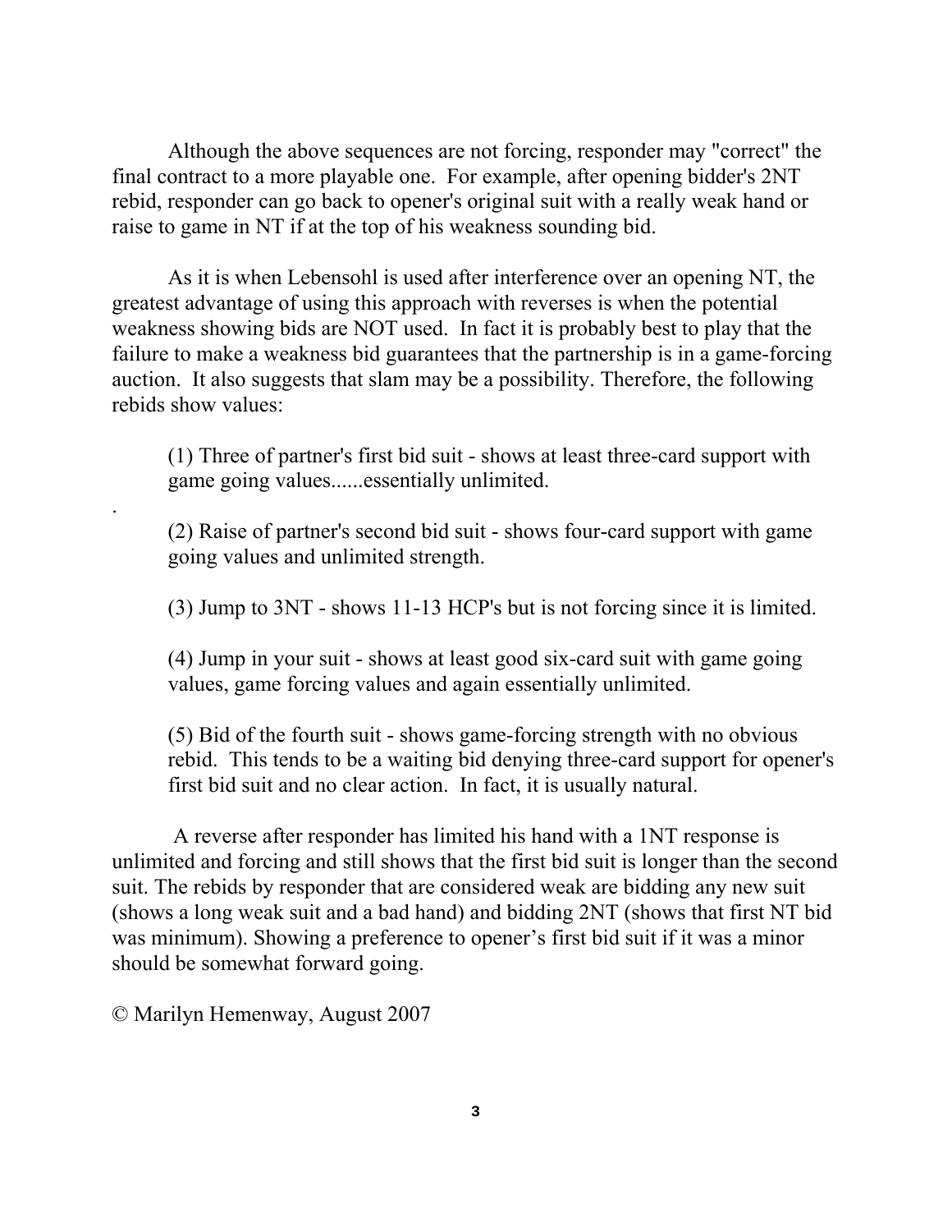Although the above sequences are not forcing, responder may "correct" the final contract to a more playable one. For example, after opening bidder's 2NT rebid, responder can go back to opener's original suit with a really weak hand or raise to game in NT if at the top of his weakness sounding bid.

As it is when Lebensohl is used after interference over an opening NT, the greatest advantage of using this approach with reverses is when the potential weakness showing bids are NOT used. In fact it is probably best to play that the failure to make a weakness bid guarantees that the partnership is in a game-forcing auction. It also suggests that slam may be a possibility. Therefore, the following rebids show values:

(1) Three of partner's first bid suit - shows at least three-card support with game going values......essentially unlimited.

.

(2) Raise of partner's second bid suit - shows four-card support with game going values and unlimited strength.

(3) Jump to 3NT - shows 11-13 HCP's but is not forcing since it is limited.

(4) Jump in your suit - shows at least good six-card suit with game going values, game forcing values and again essentially unlimited.

(5) Bid of the fourth suit - shows game-forcing strength with no obvious rebid. This tends to be a waiting bid denying three-card support for opener's first bid suit and no clear action. In fact, it is usually natural.

A reverse after responder has limited his hand with a 1NT response is unlimited and forcing and still shows that the first bid suit is longer than the second suit. The rebids by responder that are considered weak are bidding any new suit (shows a long weak suit and a bad hand) and bidding 2NT (shows that first NT bid was minimum). Showing a preference to opener's first bid suit if it was a minor should be somewhat forward going.

© Marilyn Hemenway, August 2007